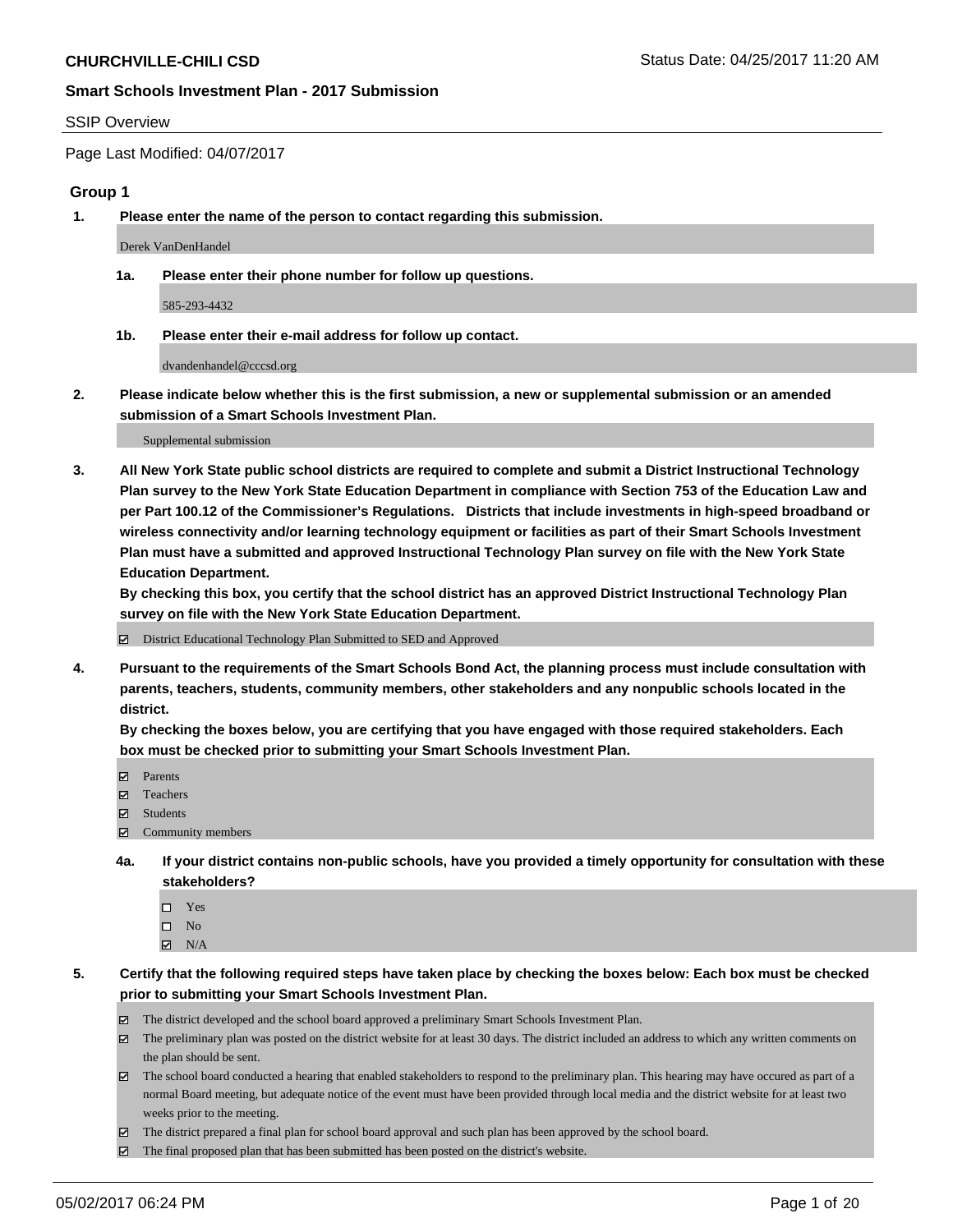**CHURCHVILLE-CHILI CSD** Status Date: 04/25/2017 11:20 AM

**Smart Schools Investment Plan - 2017 Submission**

SSIP Overview

Page Last Modified: 04/07/2017

## Group 1

**1. Please enter the name of the person to contact regarding this submission.**

Derek VanDenHandel

**1a. Please enter their phone number for follow up questions.**

585-293-4432

**1b. Please enter their e-mail address for follow up contact.**

dvandenhandel@cccsd.org

**2. Please indicate below whether this is the first submission, a new or supplemental submission or an amended submission of a Smart Schools Investment Plan.**

Supplemental submission

**3. All New York State public school districts are required to complete and submit a District Instructional Technology Plan survey to the New York State Education Department in compliance with Section 753 of the Education Law and per Part 100.12 of the Commissioner's Regulations. Districts that include investments in high-speed broadband or wireless connectivity and/or learning technology equipment or facilities as part of their Smart Schools Investment Plan must have a submitted and approved Instructional Technology Plan survey on file with the New York State Education Department.**
**By checking this box, you certify that the school district has an approved District Instructional Technology Plan survey on file with the New York State Education Department.**

☑ District Educational Technology Plan Submitted to SED and Approved

**4. Pursuant to the requirements of the Smart Schools Bond Act, the planning process must include consultation with parents, teachers, students, community members, other stakeholders and any nonpublic schools located in the district.**
**By checking the boxes below, you are certifying that you have engaged with those required stakeholders. Each box must be checked prior to submitting your Smart Schools Investment Plan.**

☑ Parents
☑ Teachers
☑ Students
☑ Community members

**4a. If your district contains non-public schools, have you provided a timely opportunity for consultation with these stakeholders?**

☐ Yes
☐ No
☑ N/A

**5. Certify that the following required steps have taken place by checking the boxes below: Each box must be checked prior to submitting your Smart Schools Investment Plan.**

☑ The district developed and the school board approved a preliminary Smart Schools Investment Plan.
☑ The preliminary plan was posted on the district website for at least 30 days. The district included an address to which any written comments on the plan should be sent.
☑ The school board conducted a hearing that enabled stakeholders to respond to the preliminary plan. This hearing may have occured as part of a normal Board meeting, but adequate notice of the event must have been provided through local media and the district website for at least two weeks prior to the meeting.
☑ The district prepared a final plan for school board approval and such plan has been approved by the school board.
☑ The final proposed plan that has been submitted has been posted on the district's website.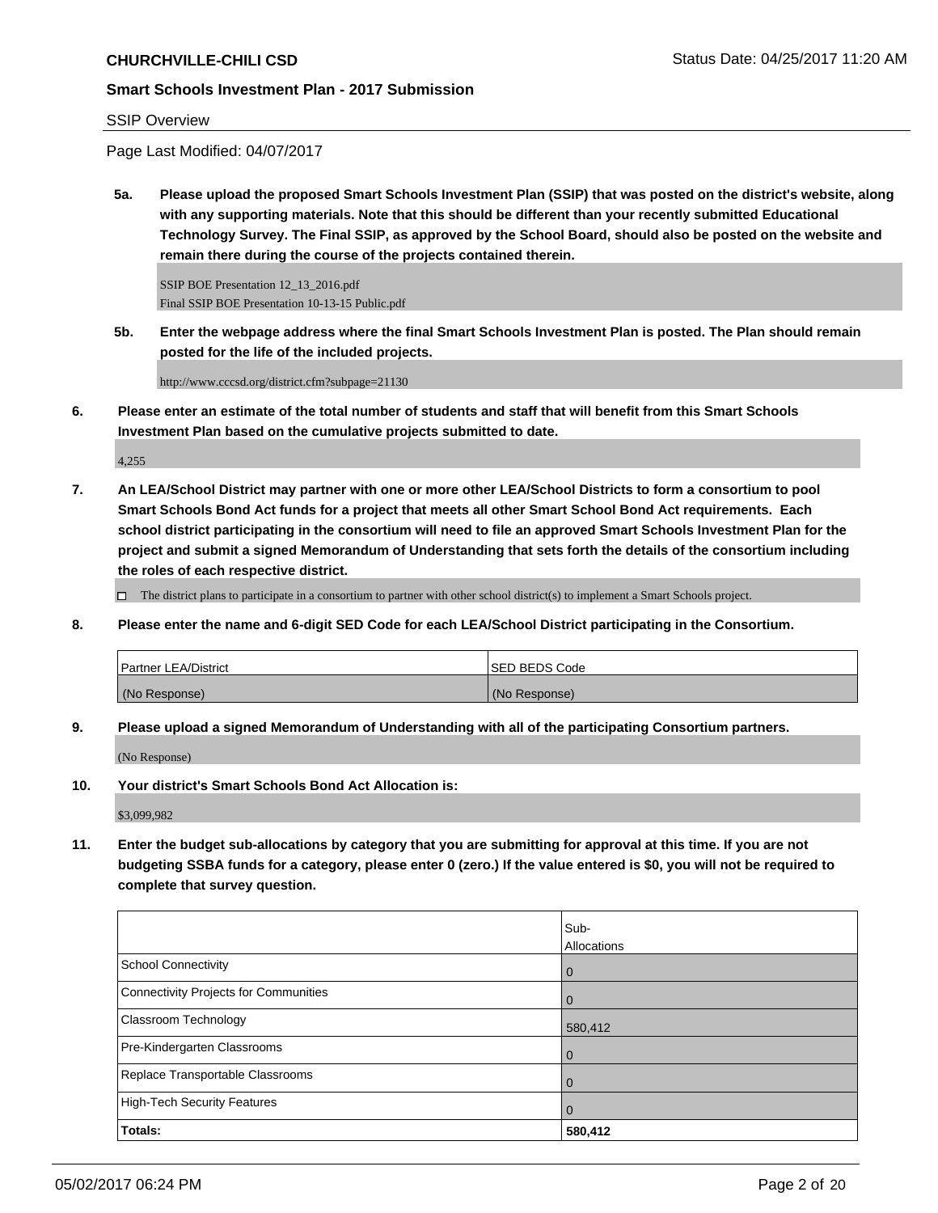## Smart Schools Investment Plan - 2017 Submission

SSIP Overview

Page Last Modified: 04/07/2017

**5a. Please upload the proposed Smart Schools Investment Plan (SSIP) that was posted on the district's website, along with any supporting materials. Note that this should be different than your recently submitted Educational Technology Survey. The Final SSIP, as approved by the School Board, should also be posted on the website and remain there during the course of the projects contained therein.**

SSIP BOE Presentation 12_13_2016.pdf
Final SSIP BOE Presentation 10-13-15 Public.pdf

**5b. Enter the webpage address where the final Smart Schools Investment Plan is posted. The Plan should remain posted for the life of the included projects.**

http://www.cccsd.org/district.cfm?subpage=21130

**6. Please enter an estimate of the total number of students and staff that will benefit from this Smart Schools Investment Plan based on the cumulative projects submitted to date.**

4,255

**7. An LEA/School District may partner with one or more other LEA/School Districts to form a consortium to pool Smart Schools Bond Act funds for a project that meets all other Smart School Bond Act requirements. Each school district participating in the consortium will need to file an approved Smart Schools Investment Plan for the project and submit a signed Memorandum of Understanding that sets forth the details of the consortium including the roles of each respective district.**

☐ The district plans to participate in a consortium to partner with other school district(s) to implement a Smart Schools project.

**8. Please enter the name and 6-digit SED Code for each LEA/School District participating in the Consortium.**

| Partner LEA/District | SED BEDS Code |
|---|---|
| (No Response) | (No Response) |

**9. Please upload a signed Memorandum of Understanding with all of the participating Consortium partners.**

(No Response)

**10. Your district's Smart Schools Bond Act Allocation is:**

$3,099,982

**11. Enter the budget sub-allocations by category that you are submitting for approval at this time. If you are not budgeting SSBA funds for a category, please enter 0 (zero.) If the value entered is $0, you will not be required to complete that survey question.**

| | Sub-Allocations |
|---|---|
| School Connectivity | 0 |
| Connectivity Projects for Communities | 0 |
| Classroom Technology | 580,412 |
| Pre-Kindergarten Classrooms | 0 |
| Replace Transportable Classrooms | 0 |
| High-Tech Security Features | 0 |
| **Totals:** | **580,412** |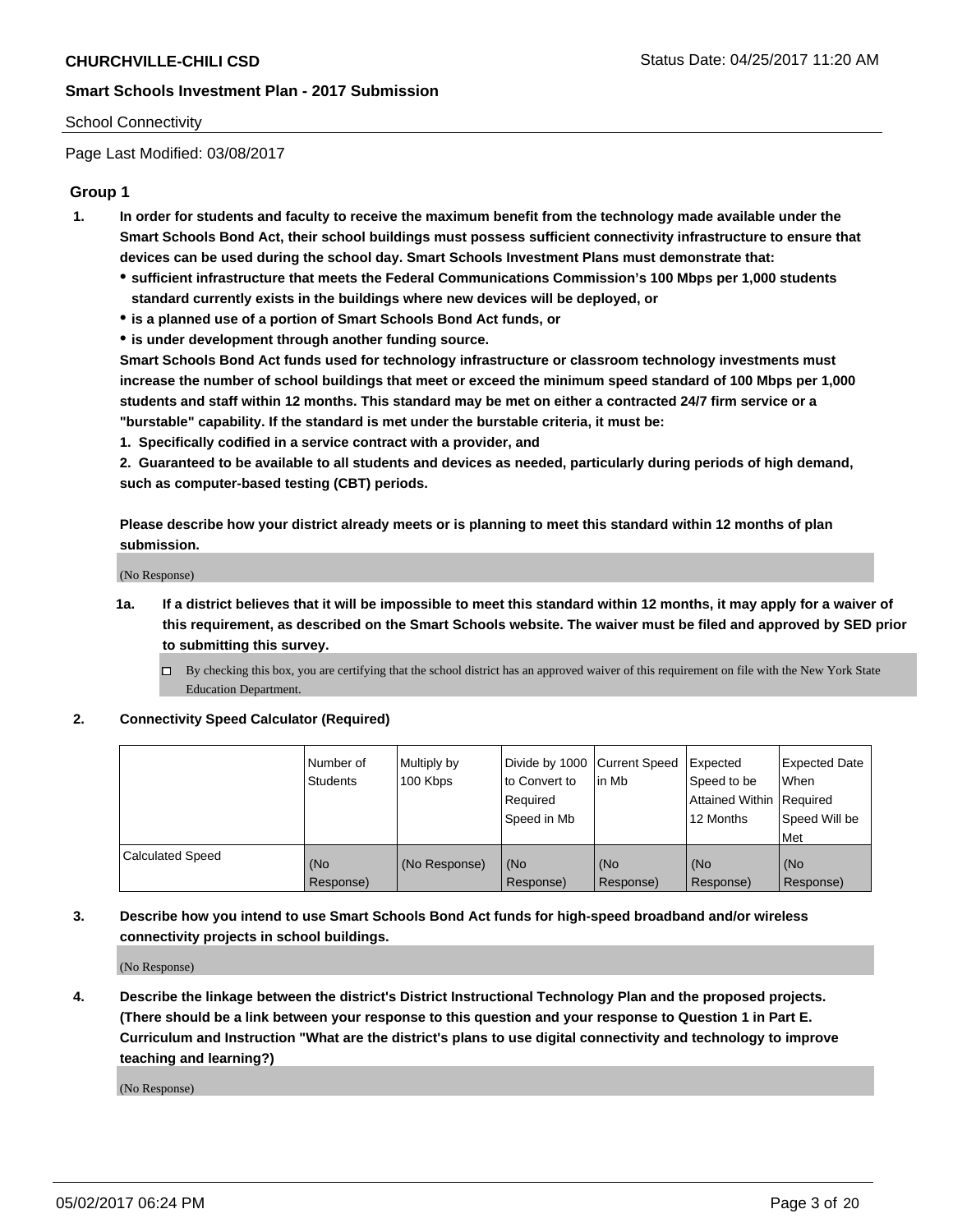School Connectivity

Page Last Modified: 03/08/2017

## Group 1

1. **In order for students and faculty to receive the maximum benefit from the technology made available under the Smart Schools Bond Act, their school buildings must possess sufficient connectivity infrastructure to ensure that devices can be used during the school day. Smart Schools Investment Plans must demonstrate that:**
   - **sufficient infrastructure that meets the Federal Communications Commission's 100 Mbps per 1,000 students standard currently exists in the buildings where new devices will be deployed, or**
   - **is a planned use of a portion of Smart Schools Bond Act funds, or**
   - **is under development through another funding source.**

   **Smart Schools Bond Act funds used for technology infrastructure or classroom technology investments must increase the number of school buildings that meet or exceed the minimum speed standard of 100 Mbps per 1,000 students and staff within 12 months. This standard may be met on either a contracted 24/7 firm service or a "burstable" capability. If the standard is met under the burstable criteria, it must be:**

   **1. Specifically codified in a service contract with a provider, and**

   **2. Guaranteed to be available to all students and devices as needed, particularly during periods of high demand, such as computer-based testing (CBT) periods.**

   **Please describe how your district already meets or is planning to meet this standard within 12 months of plan submission.**

   (No Response)

   1a. **If a district believes that it will be impossible to meet this standard within 12 months, it may apply for a waiver of this requirement, as described on the Smart Schools website. The waiver must be filed and approved by SED prior to submitting this survey.**

   - [ ] By checking this box, you are certifying that the school district has an approved waiver of this requirement on file with the New York State Education Department.

2. **Connectivity Speed Calculator (Required)**

| | Number of Students | Multiply by 100 Kbps | Divide by 1000 to Convert to Required Speed in Mb | Current Speed in Mb | Expected Speed to be Attained Within 12 Months | Expected Date When Required Speed Will be Met |
|---|---|---|---|---|---|---|
| Calculated Speed | (No Response) | (No Response) | (No Response) | (No Response) | (No Response) | (No Response) |

3. **Describe how you intend to use Smart Schools Bond Act funds for high-speed broadband and/or wireless connectivity projects in school buildings.**

   (No Response)

4. **Describe the linkage between the district's District Instructional Technology Plan and the proposed projects. (There should be a link between your response to this question and your response to Question 1 in Part E. Curriculum and Instruction "What are the district's plans to use digital connectivity and technology to improve teaching and learning?)**

   (No Response)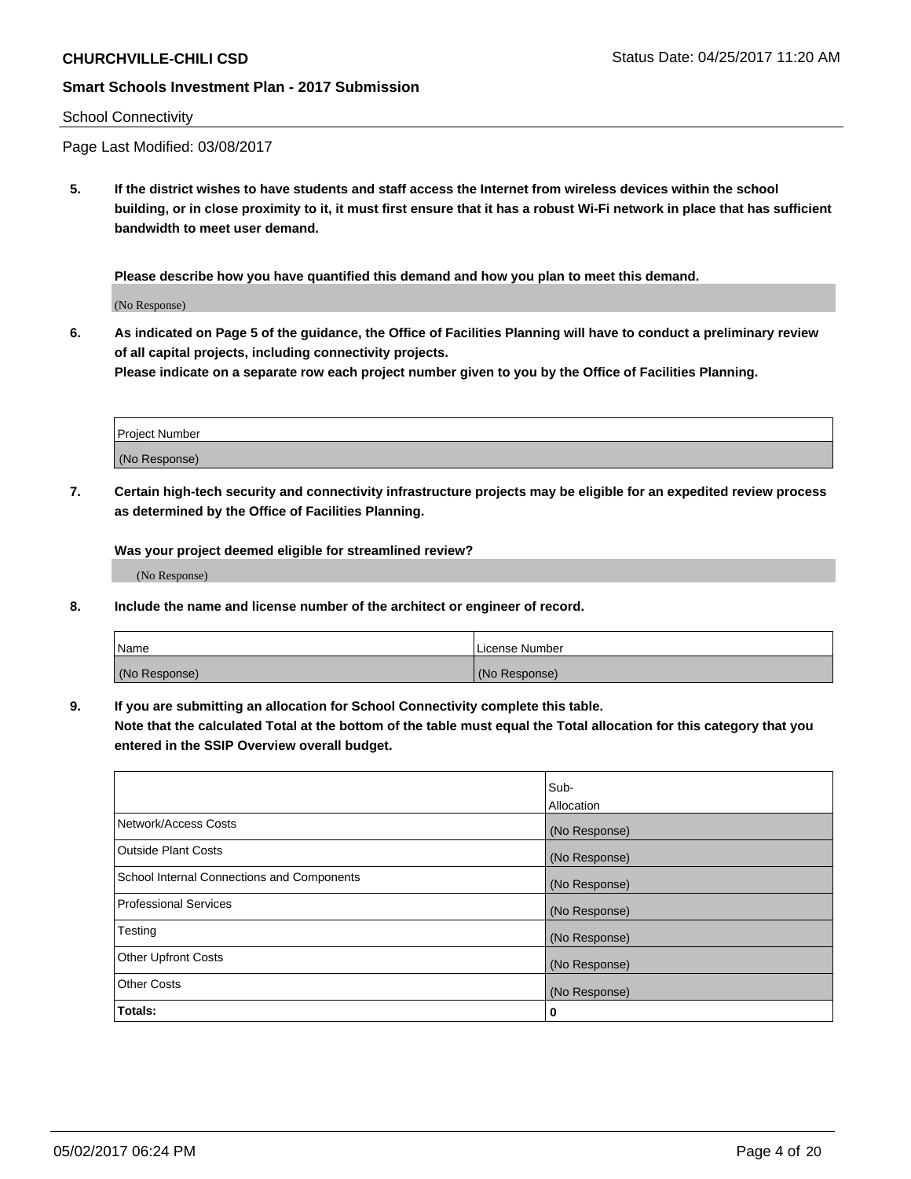School Connectivity

Page Last Modified: 03/08/2017

**5. If the district wishes to have students and staff access the Internet from wireless devices within the school building, or in close proximity to it, it must first ensure that it has a robust Wi-Fi network in place that has sufficient bandwidth to meet user demand.**

**Please describe how you have quantified this demand and how you plan to meet this demand.**

(No Response)

**6. As indicated on Page 5 of the guidance, the Office of Facilities Planning will have to conduct a preliminary review of all capital projects, including connectivity projects.**
**Please indicate on a separate row each project number given to you by the Office of Facilities Planning.**

| Project Number |
| --- |
| (No Response) |

**7. Certain high-tech security and connectivity infrastructure projects may be eligible for an expedited review process as determined by the Office of Facilities Planning.**

**Was your project deemed eligible for streamlined review?**

(No Response)

**8. Include the name and license number of the architect or engineer of record.**

| Name | License Number |
| --- | --- |
| (No Response) | (No Response) |

**9. If you are submitting an allocation for School Connectivity complete this table.**
**Note that the calculated Total at the bottom of the table must equal the Total allocation for this category that you entered in the SSIP Overview overall budget.**

| | Sub-Allocation |
| --- | --- |
| Network/Access Costs | (No Response) |
| Outside Plant Costs | (No Response) |
| School Internal Connections and Components | (No Response) |
| Professional Services | (No Response) |
| Testing | (No Response) |
| Other Upfront Costs | (No Response) |
| Other Costs | (No Response) |
| **Totals:** | **0** |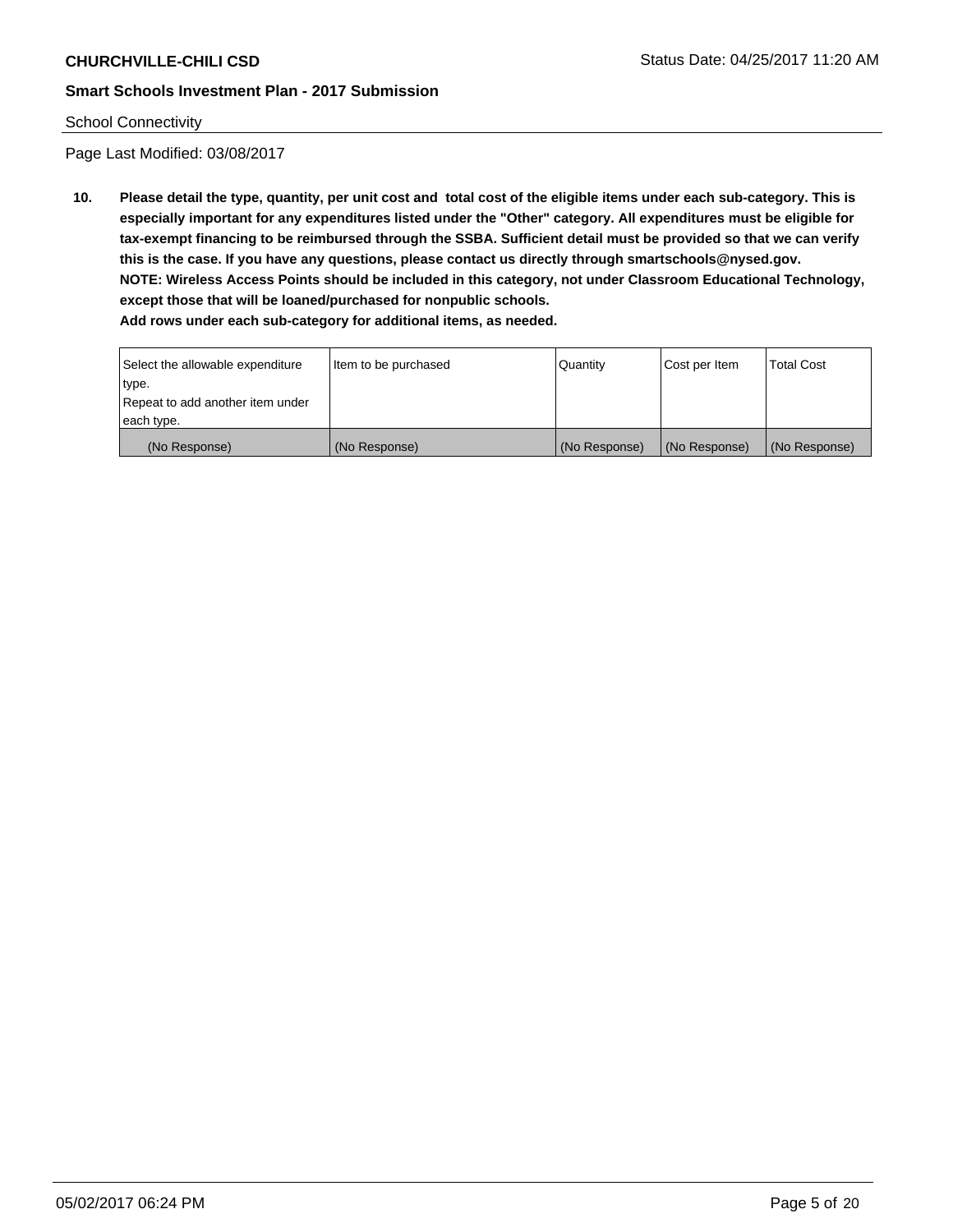School Connectivity

Page Last Modified: 03/08/2017

**10. Please detail the type, quantity, per unit cost and total cost of the eligible items under each sub-category. This is especially important for any expenditures listed under the "Other" category. All expenditures must be eligible for tax-exempt financing to be reimbursed through the SSBA. Sufficient detail must be provided so that we can verify this is the case. If you have any questions, please contact us directly through smartschools@nysed.gov.**
**NOTE: Wireless Access Points should be included in this category, not under Classroom Educational Technology, except those that will be loaned/purchased for nonpublic schools.**
**Add rows under each sub-category for additional items, as needed.**

| Select the allowable expenditure type. Repeat to add another item under each type. | Item to be purchased | Quantity | Cost per Item | Total Cost |
|---|---|---|---|---|
| (No Response) | (No Response) | (No Response) | (No Response) | (No Response) |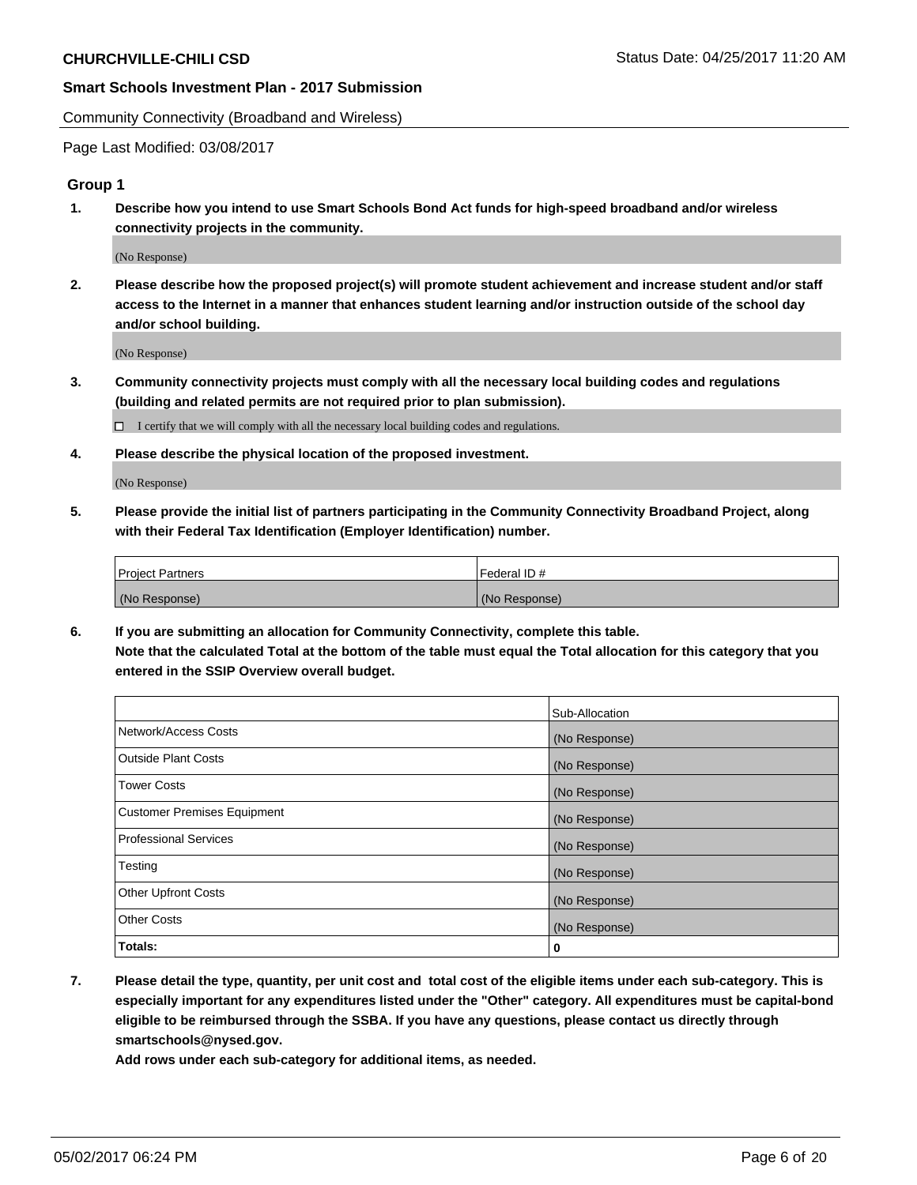Community Connectivity (Broadband and Wireless)

Page Last Modified: 03/08/2017

## Group 1

**1. Describe how you intend to use Smart Schools Bond Act funds for high-speed broadband and/or wireless connectivity projects in the community.**

(No Response)

**2. Please describe how the proposed project(s) will promote student achievement and increase student and/or staff access to the Internet in a manner that enhances student learning and/or instruction outside of the school day and/or school building.**

(No Response)

**3. Community connectivity projects must comply with all the necessary local building codes and regulations (building and related permits are not required prior to plan submission).**

☐ I certify that we will comply with all the necessary local building codes and regulations.

**4. Please describe the physical location of the proposed investment.**

(No Response)

**5. Please provide the initial list of partners participating in the Community Connectivity Broadband Project, along with their Federal Tax Identification (Employer Identification) number.**

| Project Partners | Federal ID # |
|---|---|
| (No Response) | (No Response) |

**6. If you are submitting an allocation for Community Connectivity, complete this table. Note that the calculated Total at the bottom of the table must equal the Total allocation for this category that you entered in the SSIP Overview overall budget.**

| | Sub-Allocation |
|---|---|
| Network/Access Costs | (No Response) |
| Outside Plant Costs | (No Response) |
| Tower Costs | (No Response) |
| Customer Premises Equipment | (No Response) |
| Professional Services | (No Response) |
| Testing | (No Response) |
| Other Upfront Costs | (No Response) |
| Other Costs | (No Response) |
| **Totals:** | **0** |

**7. Please detail the type, quantity, per unit cost and total cost of the eligible items under each sub-category. This is especially important for any expenditures listed under the "Other" category. All expenditures must be capital-bond eligible to be reimbursed through the SSBA. If you have any questions, please contact us directly through smartschools@nysed.gov.**

**Add rows under each sub-category for additional items, as needed.**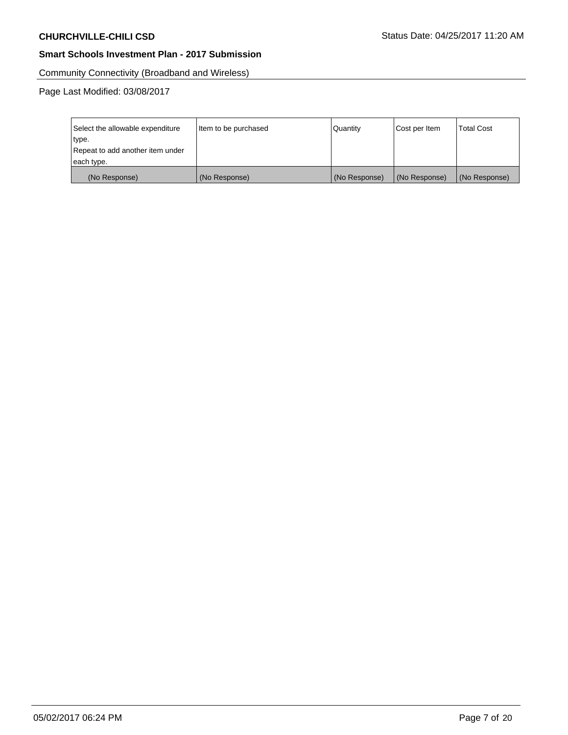Community Connectivity (Broadband and Wireless)

Page Last Modified: 03/08/2017

| Select the allowable expenditure type. Repeat to add another item under each type. | Item to be purchased | Quantity | Cost per Item | Total Cost |
| --- | --- | --- | --- | --- |
| (No Response) | (No Response) | (No Response) | (No Response) | (No Response) |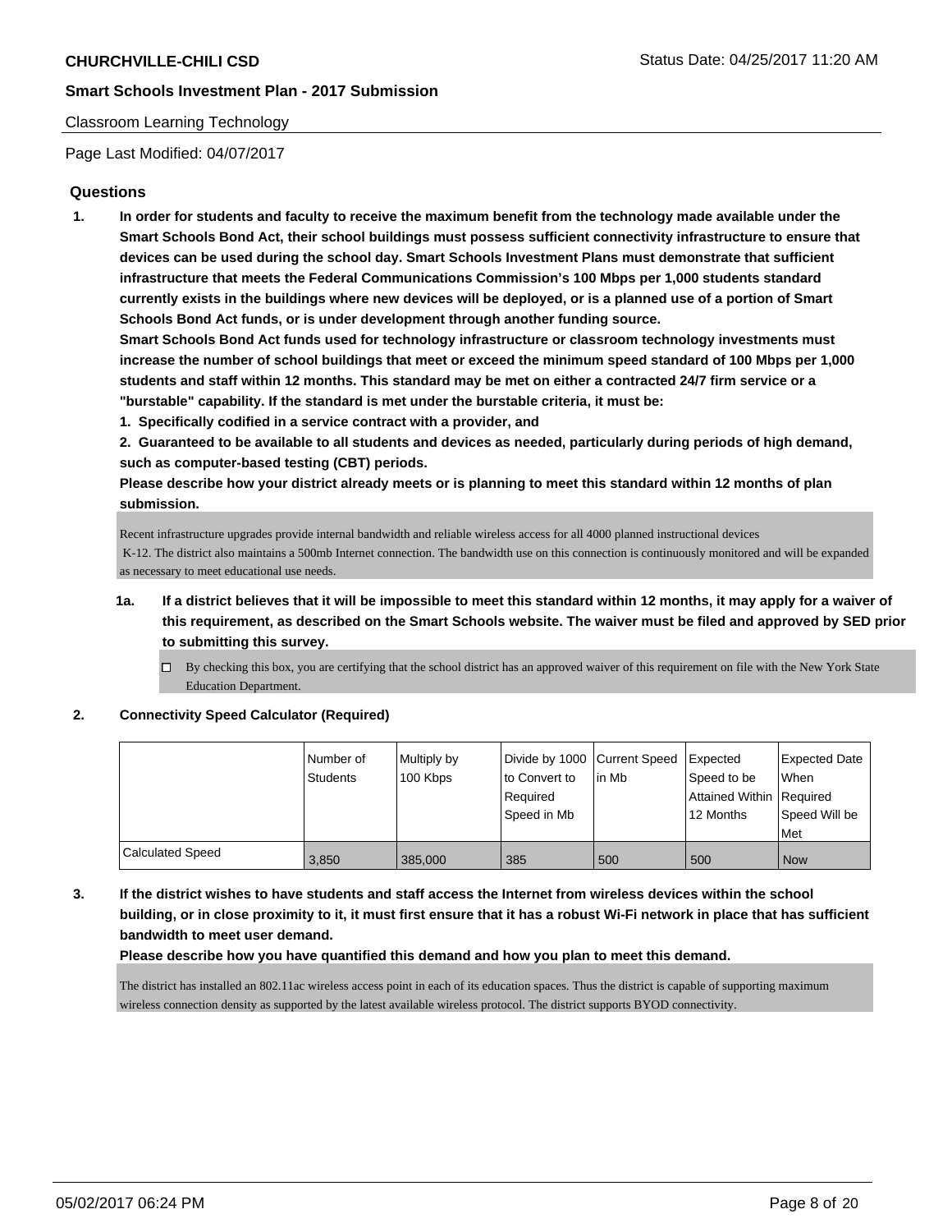Classroom Learning Technology

Page Last Modified: 04/07/2017

## Questions

**1. In order for students and faculty to receive the maximum benefit from the technology made available under the Smart Schools Bond Act, their school buildings must possess sufficient connectivity infrastructure to ensure that devices can be used during the school day. Smart Schools Investment Plans must demonstrate that sufficient infrastructure that meets the Federal Communications Commission's 100 Mbps per 1,000 students standard currently exists in the buildings where new devices will be deployed, or is a planned use of a portion of Smart Schools Bond Act funds, or is under development through another funding source.**

**Smart Schools Bond Act funds used for technology infrastructure or classroom technology investments must increase the number of school buildings that meet or exceed the minimum speed standard of 100 Mbps per 1,000 students and staff within 12 months. This standard may be met on either a contracted 24/7 firm service or a "burstable" capability. If the standard is met under the burstable criteria, it must be:**

**1. Specifically codified in a service contract with a provider, and**

**2. Guaranteed to be available to all students and devices as needed, particularly during periods of high demand, such as computer-based testing (CBT) periods.**

**Please describe how your district already meets or is planning to meet this standard within 12 months of plan submission.**

Recent infrastructure upgrades provide internal bandwidth and reliable wireless access for all 4000 planned instructional devices K-12. The district also maintains a 500mb Internet connection. The bandwidth use on this connection is continuously monitored and will be expanded as necessary to meet educational use needs.

**1a. If a district believes that it will be impossible to meet this standard within 12 months, it may apply for a waiver of this requirement, as described on the Smart Schools website. The waiver must be filed and approved by SED prior to submitting this survey.**

- ☐ By checking this box, you are certifying that the school district has an approved waiver of this requirement on file with the New York State Education Department.

**2. Connectivity Speed Calculator (Required)**

| | Number of Students | Multiply by 100 Kbps | Divide by 1000 to Convert to Required Speed in Mb | Current Speed in Mb | Expected Speed to be Attained Within 12 Months | Expected Date When Required Speed Will be Met |
|---|---|---|---|---|---|---|
| Calculated Speed | 3,850 | 385,000 | 385 | 500 | 500 | Now |

**3. If the district wishes to have students and staff access the Internet from wireless devices within the school building, or in close proximity to it, it must first ensure that it has a robust Wi-Fi network in place that has sufficient bandwidth to meet user demand.**

**Please describe how you have quantified this demand and how you plan to meet this demand.**

The district has installed an 802.11ac wireless access point in each of its education spaces. Thus the district is capable of supporting maximum wireless connection density as supported by the latest available wireless protocol. The district supports BYOD connectivity.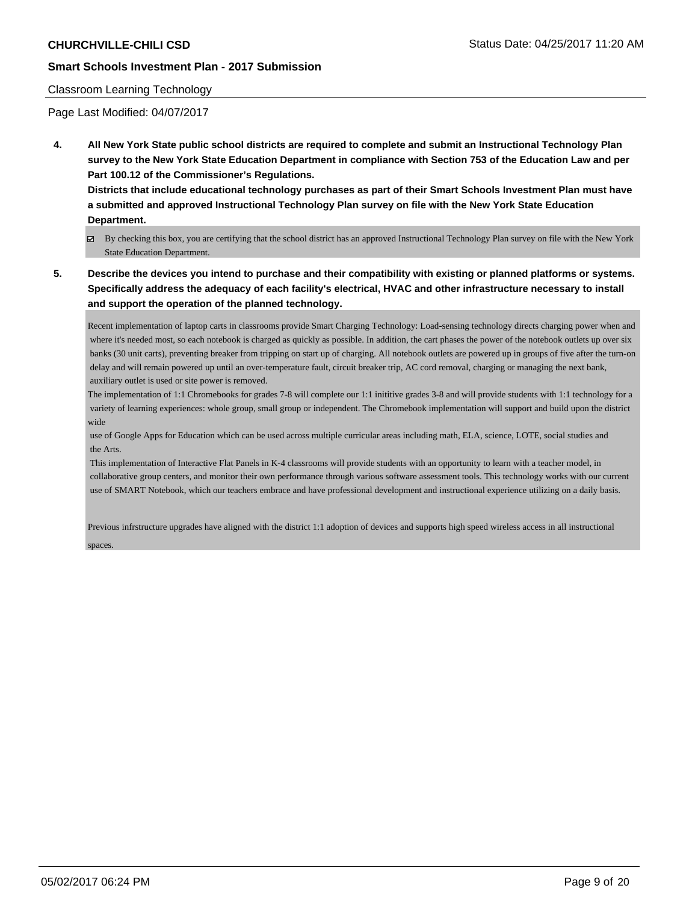Classroom Learning Technology

Page Last Modified: 04/07/2017

**4. All New York State public school districts are required to complete and submit an Instructional Technology Plan survey to the New York State Education Department in compliance with Section 753 of the Education Law and per Part 100.12 of the Commissioner's Regulations.**

**Districts that include educational technology purchases as part of their Smart Schools Investment Plan must have a submitted and approved Instructional Technology Plan survey on file with the New York State Education Department.**

☑ By checking this box, you are certifying that the school district has an approved Instructional Technology Plan survey on file with the New York State Education Department.

**5. Describe the devices you intend to purchase and their compatibility with existing or planned platforms or systems. Specifically address the adequacy of each facility's electrical, HVAC and other infrastructure necessary to install and support the operation of the planned technology.**

Recent implementation of laptop carts in classrooms provide Smart Charging Technology: Load-sensing technology directs charging power when and where it's needed most, so each notebook is charged as quickly as possible. In addition, the cart phases the power of the notebook outlets up over six banks (30 unit carts), preventing breaker from tripping on start up of charging. All notebook outlets are powered up in groups of five after the turn-on delay and will remain powered up until an over-temperature fault, circuit breaker trip, AC cord removal, charging or managing the next bank, auxiliary outlet is used or site power is removed.

The implementation of 1:1 Chromebooks for grades 7-8 will complete our 1:1 inititive grades 3-8 and will provide students with 1:1 technology for a variety of learning experiences: whole group, small group or independent. The Chromebook implementation will support and build upon the district wide use of Google Apps for Education which can be used across multiple curricular areas including math, ELA, science, LOTE, social studies and the Arts.

This implementation of Interactive Flat Panels in K-4 classrooms will provide students with an opportunity to learn with a teacher model, in collaborative group centers, and monitor their own performance through various software assessment tools. This technology works with our current use of SMART Notebook, which our teachers embrace and have professional development and instructional experience utilizing on a daily basis.

Previous infrstructure upgrades have aligned with the district 1:1 adoption of devices and supports high speed wireless access in all instructional spaces.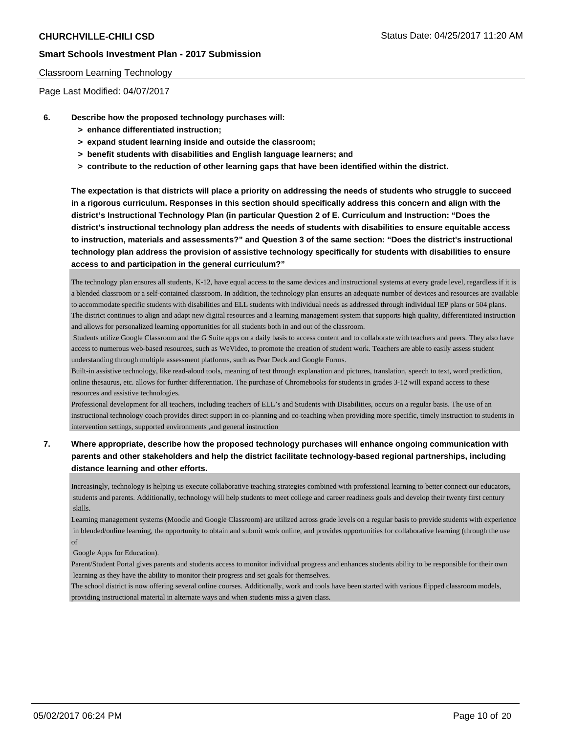Classroom Learning Technology

Page Last Modified: 04/07/2017

**6. Describe how the proposed technology purchases will:**

- **> enhance differentiated instruction;**
- **> expand student learning inside and outside the classroom;**
- **> benefit students with disabilities and English language learners; and**
- **> contribute to the reduction of other learning gaps that have been identified within the district.**

**The expectation is that districts will place a priority on addressing the needs of students who struggle to succeed in a rigorous curriculum. Responses in this section should specifically address this concern and align with the district's Instructional Technology Plan (in particular Question 2 of E. Curriculum and Instruction: "Does the district's instructional technology plan address the needs of students with disabilities to ensure equitable access to instruction, materials and assessments?" and Question 3 of the same section: "Does the district's instructional technology plan address the provision of assistive technology specifically for students with disabilities to ensure access to and participation in the general curriculum?"**

The technology plan ensures all students, K-12, have equal access to the same devices and instructional systems at every grade level, regardless if it is a blended classroom or a self-contained classroom. In addition, the technology plan ensures an adequate number of devices and resources are available to accommodate specific students with disabilities and ELL students with individual needs as addressed through individual IEP plans or 504 plans. The district continues to align and adapt new digital resources and a learning management system that supports high quality, differentiated instruction and allows for personalized learning opportunities for all students both in and out of the classroom.

Students utilize Google Classroom and the G Suite apps on a daily basis to access content and to collaborate with teachers and peers. They also have access to numerous web-based resources, such as WeVideo, to promote the creation of student work. Teachers are able to easily assess student understanding through multiple assessment platforms, such as Pear Deck and Google Forms.

Built-in assistive technology, like read-aloud tools, meaning of text through explanation and pictures, translation, speech to text, word prediction, online thesaurus, etc. allows for further differentiation. The purchase of Chromebooks for students in grades 3-12 will expand access to these resources and assistive technologies.

Professional development for all teachers, including teachers of ELL's and Students with Disabilities, occurs on a regular basis. The use of an instructional technology coach provides direct support in co-planning and co-teaching when providing more specific, timely instruction to students in intervention settings, supported environments ,and general instruction

**7. Where appropriate, describe how the proposed technology purchases will enhance ongoing communication with parents and other stakeholders and help the district facilitate technology-based regional partnerships, including distance learning and other efforts.**

Increasingly, technology is helping us execute collaborative teaching strategies combined with professional learning to better connect our educators, students and parents. Additionally, technology will help students to meet college and career readiness goals and develop their twenty first century skills.

Learning management systems (Moodle and Google Classroom) are utilized across grade levels on a regular basis to provide students with experience in blended/online learning, the opportunity to obtain and submit work online, and provides opportunities for collaborative learning (through the use of
Google Apps for Education).

Parent/Student Portal gives parents and students access to monitor individual progress and enhances students ability to be responsible for their own learning as they have the ability to monitor their progress and set goals for themselves.

The school district is now offering several online courses. Additionally, work and tools have been started with various flipped classroom models, providing instructional material in alternate ways and when students miss a given class.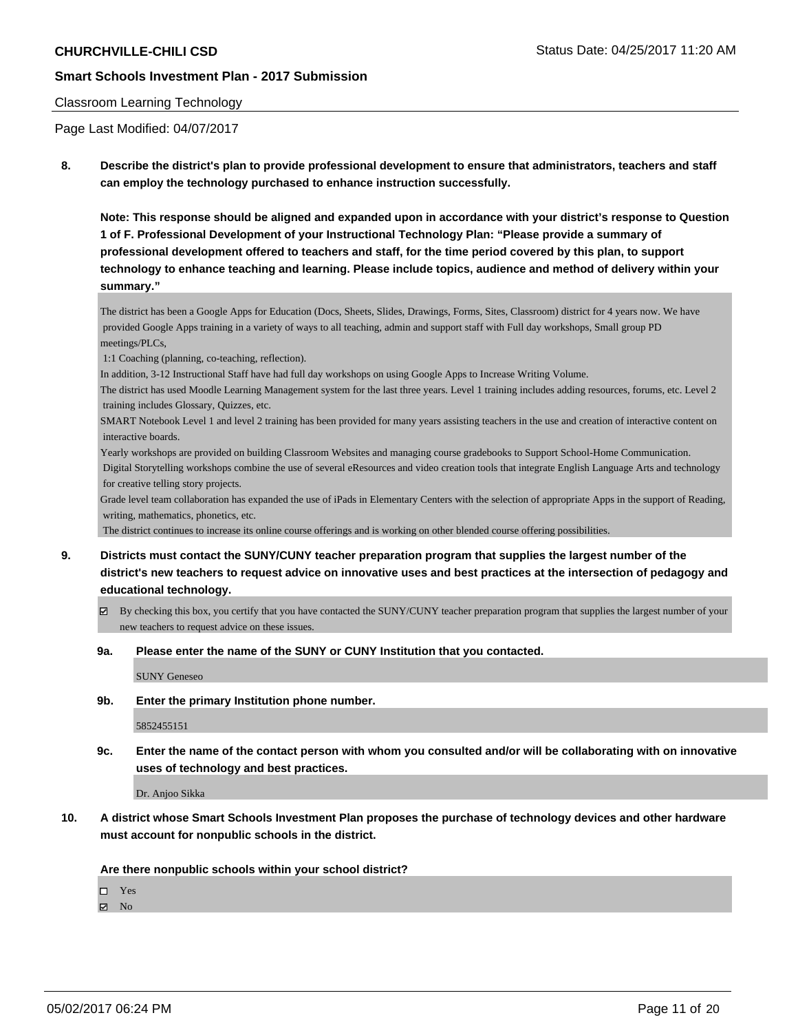Classroom Learning Technology

Page Last Modified: 04/07/2017

**8. Describe the district's plan to provide professional development to ensure that administrators, teachers and staff can employ the technology purchased to enhance instruction successfully.**

**Note: This response should be aligned and expanded upon in accordance with your district's response to Question 1 of F. Professional Development of your Instructional Technology Plan: "Please provide a summary of professional development offered to teachers and staff, for the time period covered by this plan, to support technology to enhance teaching and learning. Please include topics, audience and method of delivery within your summary."**

The district has been a Google Apps for Education (Docs, Sheets, Slides, Drawings, Forms, Sites, Classroom) district for 4 years now. We have provided Google Apps training in a variety of ways to all teaching, admin and support staff with Full day workshops, Small group PD meetings/PLCs,
1:1 Coaching (planning, co-teaching, reflection).
In addition, 3-12 Instructional Staff have had full day workshops on using Google Apps to Increase Writing Volume.
The district has used Moodle Learning Management system for the last three years. Level 1 training includes adding resources, forums, etc. Level 2 training includes Glossary, Quizzes, etc.
SMART Notebook Level 1 and level 2 training has been provided for many years assisting teachers in the use and creation of interactive content on interactive boards.
Yearly workshops are provided on building Classroom Websites and managing course gradebooks to Support School-Home Communication.
Digital Storytelling workshops combine the use of several eResources and video creation tools that integrate English Language Arts and technology for creative telling story projects.
Grade level team collaboration has expanded the use of iPads in Elementary Centers with the selection of appropriate Apps in the support of Reading, writing, mathematics, phonetics, etc.
The district continues to increase its online course offerings and is working on other blended course offering possibilities.

**9. Districts must contact the SUNY/CUNY teacher preparation program that supplies the largest number of the district's new teachers to request advice on innovative uses and best practices at the intersection of pedagogy and educational technology.**

☑ By checking this box, you certify that you have contacted the SUNY/CUNY teacher preparation program that supplies the largest number of your new teachers to request advice on these issues.

**9a. Please enter the name of the SUNY or CUNY Institution that you contacted.**

SUNY Geneseo

**9b. Enter the primary Institution phone number.**

5852455151

**9c. Enter the name of the contact person with whom you consulted and/or will be collaborating with on innovative uses of technology and best practices.**

Dr. Anjoo Sikka

**10. A district whose Smart Schools Investment Plan proposes the purchase of technology devices and other hardware must account for nonpublic schools in the district.**

**Are there nonpublic schools within your school district?**

☐ Yes
☑ No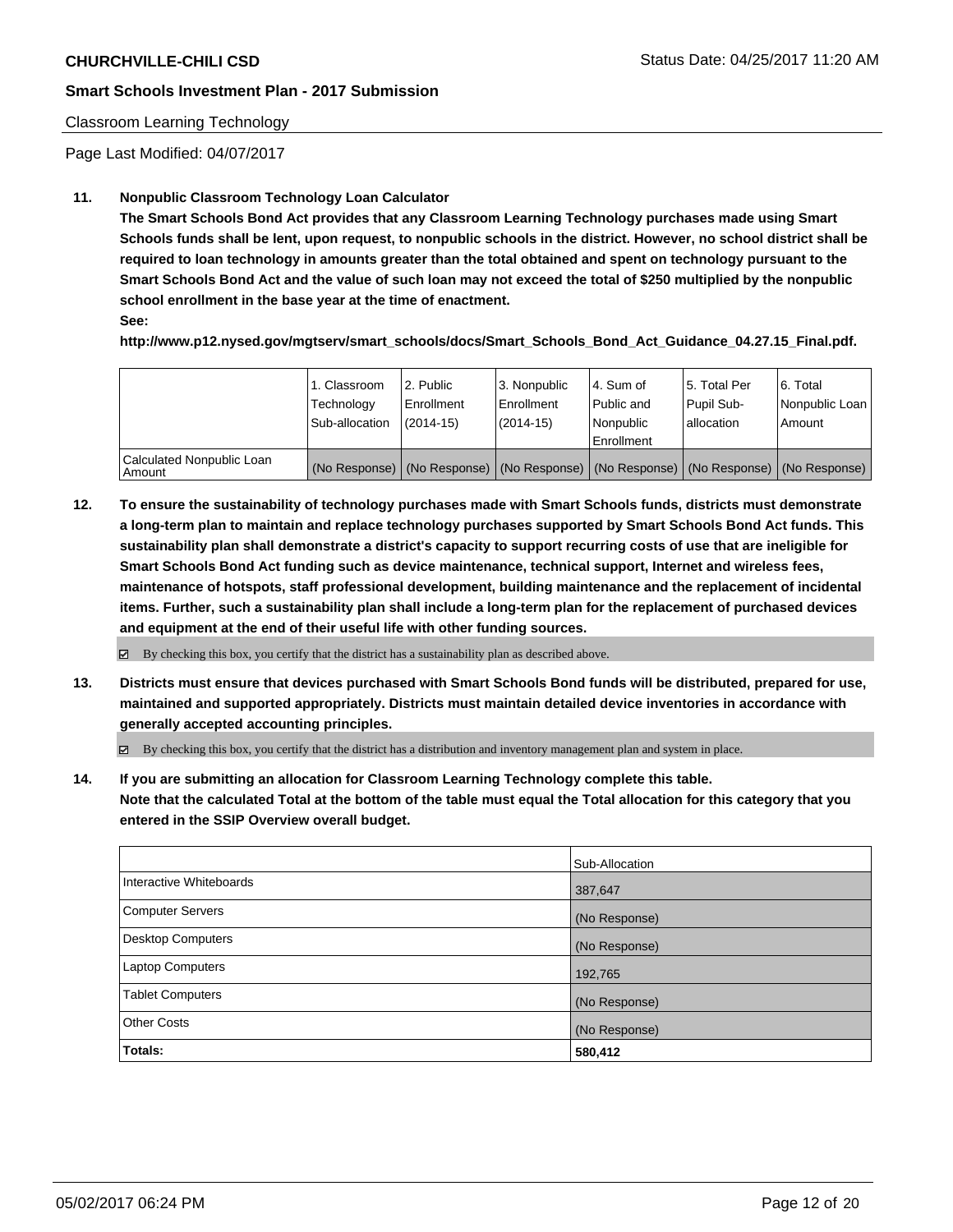Classroom Learning Technology

Page Last Modified: 04/07/2017

**11. Nonpublic Classroom Technology Loan Calculator**

**The Smart Schools Bond Act provides that any Classroom Learning Technology purchases made using Smart Schools funds shall be lent, upon request, to nonpublic schools in the district. However, no school district shall be required to loan technology in amounts greater than the total obtained and spent on technology pursuant to the Smart Schools Bond Act and the value of such loan may not exceed the total of $250 multiplied by the nonpublic school enrollment in the base year at the time of enactment.**

**See:**

**http://www.p12.nysed.gov/mgtserv/smart_schools/docs/Smart_Schools_Bond_Act_Guidance_04.27.15_Final.pdf.**

| | 1. Classroom Technology Sub-allocation | 2. Public Enrollment (2014-15) | 3. Nonpublic Enrollment (2014-15) | 4. Sum of Public and Nonpublic Enrollment | 5. Total Per Pupil Sub-allocation | 6. Total Nonpublic Loan Amount |
|---|---|---|---|---|---|---|
| Calculated Nonpublic Loan Amount | (No Response) | (No Response) | (No Response) | (No Response) | (No Response) | (No Response) |

**12. To ensure the sustainability of technology purchases made with Smart Schools funds, districts must demonstrate a long-term plan to maintain and replace technology purchases supported by Smart Schools Bond Act funds. This sustainability plan shall demonstrate a district's capacity to support recurring costs of use that are ineligible for Smart Schools Bond Act funding such as device maintenance, technical support, Internet and wireless fees, maintenance of hotspots, staff professional development, building maintenance and the replacement of incidental items. Further, such a sustainability plan shall include a long-term plan for the replacement of purchased devices and equipment at the end of their useful life with other funding sources.**

☑ By checking this box, you certify that the district has a sustainability plan as described above.

**13. Districts must ensure that devices purchased with Smart Schools Bond funds will be distributed, prepared for use, maintained and supported appropriately. Districts must maintain detailed device inventories in accordance with generally accepted accounting principles.**

☑ By checking this box, you certify that the district has a distribution and inventory management plan and system in place.

**14. If you are submitting an allocation for Classroom Learning Technology complete this table. Note that the calculated Total at the bottom of the table must equal the Total allocation for this category that you entered in the SSIP Overview overall budget.**

| | Sub-Allocation |
|---|---|
| Interactive Whiteboards | 387,647 |
| Computer Servers | (No Response) |
| Desktop Computers | (No Response) |
| Laptop Computers | 192,765 |
| Tablet Computers | (No Response) |
| Other Costs | (No Response) |
| **Totals:** | **580,412** |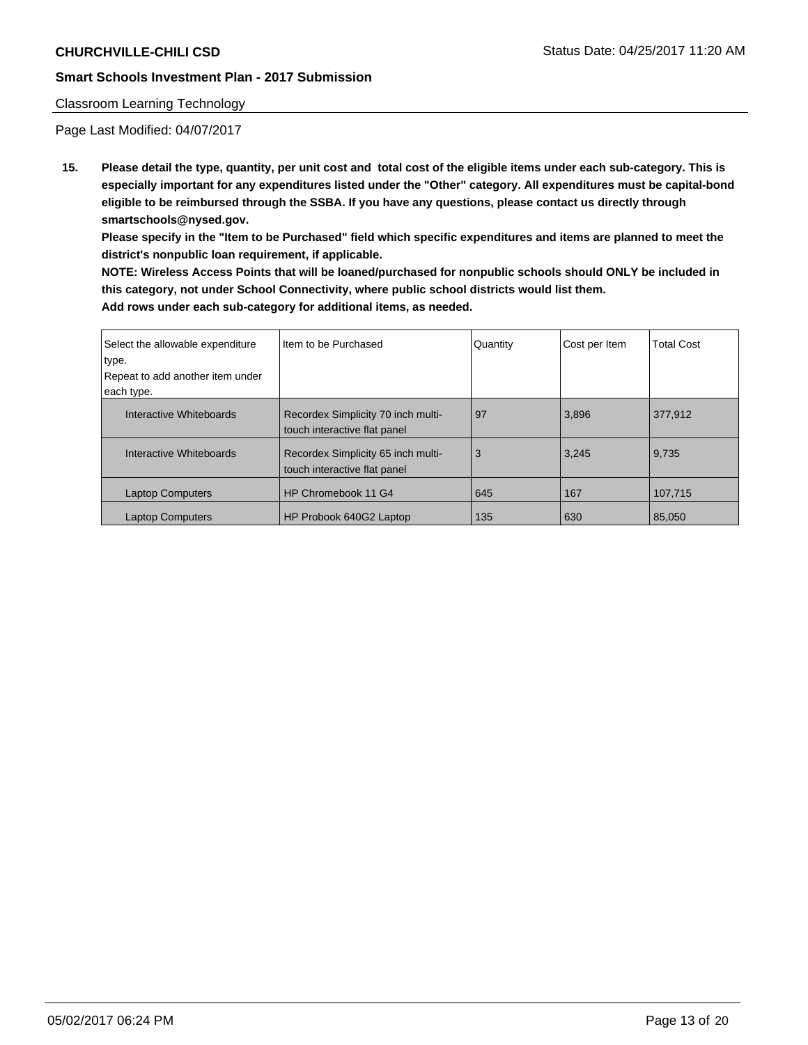**CHURCHVILLE-CHILI CSD** Status Date: 04/25/2017 11:20 AM

**Smart Schools Investment Plan - 2017 Submission**

Classroom Learning Technology

Page Last Modified: 04/07/2017

**15. Please detail the type, quantity, per unit cost and total cost of the eligible items under each sub-category. This is especially important for any expenditures listed under the "Other" category. All expenditures must be capital-bond eligible to be reimbursed through the SSBA. If you have any questions, please contact us directly through smartschools@nysed.gov.**

**Please specify in the "Item to be Purchased" field which specific expenditures and items are planned to meet the district's nonpublic loan requirement, if applicable.**

**NOTE: Wireless Access Points that will be loaned/purchased for nonpublic schools should ONLY be included in this category, not under School Connectivity, where public school districts would list them.**

**Add rows under each sub-category for additional items, as needed.**

| Select the allowable expenditure type. Repeat to add another item under each type. | Item to be Purchased | Quantity | Cost per Item | Total Cost |
|---|---|---|---|---|
| Interactive Whiteboards | Recordex Simplicity 70 inch multi-touch interactive flat panel | 97 | 3,896 | 377,912 |
| Interactive Whiteboards | Recordex Simplicity 65 inch multi-touch interactive flat panel | 3 | 3,245 | 9,735 |
| Laptop Computers | HP Chromebook 11 G4 | 645 | 167 | 107,715 |
| Laptop Computers | HP Probook 640G2 Laptop | 135 | 630 | 85,050 |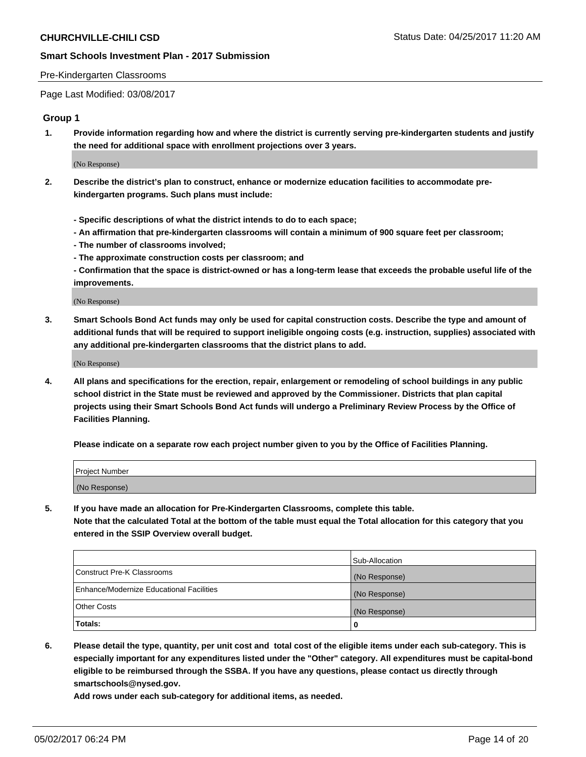Pre-Kindergarten Classrooms

Page Last Modified: 03/08/2017

## Group 1

**1. Provide information regarding how and where the district is currently serving pre-kindergarten students and justify the need for additional space with enrollment projections over 3 years.**

(No Response)

**2. Describe the district's plan to construct, enhance or modernize education facilities to accommodate pre-kindergarten programs. Such plans must include:**

**- Specific descriptions of what the district intends to do to each space;**
**- An affirmation that pre-kindergarten classrooms will contain a minimum of 900 square feet per classroom;**
**- The number of classrooms involved;**
**- The approximate construction costs per classroom; and**
**- Confirmation that the space is district-owned or has a long-term lease that exceeds the probable useful life of the improvements.**

(No Response)

**3. Smart Schools Bond Act funds may only be used for capital construction costs. Describe the type and amount of additional funds that will be required to support ineligible ongoing costs (e.g. instruction, supplies) associated with any additional pre-kindergarten classrooms that the district plans to add.**

(No Response)

**4. All plans and specifications for the erection, repair, enlargement or remodeling of school buildings in any public school district in the State must be reviewed and approved by the Commissioner. Districts that plan capital projects using their Smart Schools Bond Act funds will undergo a Preliminary Review Process by the Office of Facilities Planning.**

**Please indicate on a separate row each project number given to you by the Office of Facilities Planning.**

| Project Number |
| --- |
| (No Response) |

**5. If you have made an allocation for Pre-Kindergarten Classrooms, complete this table.**
**Note that the calculated Total at the bottom of the table must equal the Total allocation for this category that you entered in the SSIP Overview overall budget.**

| | Sub-Allocation |
| --- | --- |
| Construct Pre-K Classrooms | (No Response) |
| Enhance/Modernize Educational Facilities | (No Response) |
| Other Costs | (No Response) |
| **Totals:** | **0** |

**6. Please detail the type, quantity, per unit cost and total cost of the eligible items under each sub-category. This is especially important for any expenditures listed under the "Other" category. All expenditures must be capital-bond eligible to be reimbursed through the SSBA. If you have any questions, please contact us directly through smartschools@nysed.gov.**
**Add rows under each sub-category for additional items, as needed.**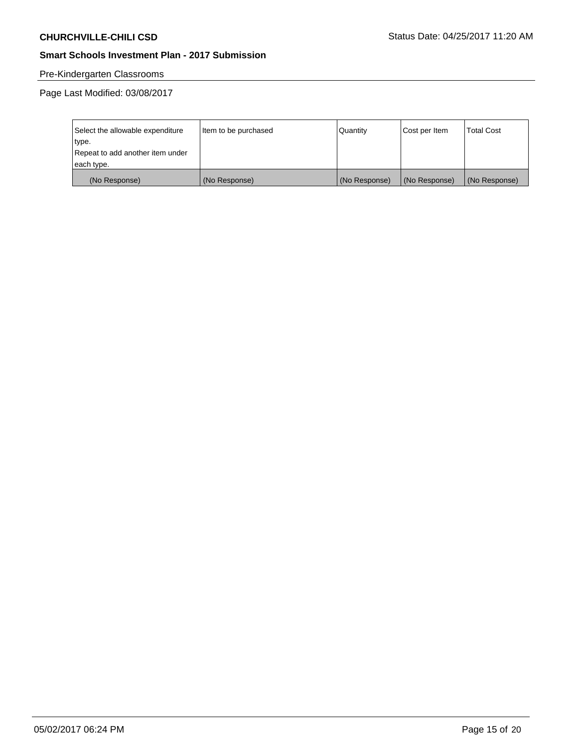Pre-Kindergarten Classrooms

Page Last Modified: 03/08/2017

| Select the allowable expenditure type. Repeat to add another item under each type. | Item to be purchased | Quantity | Cost per Item | Total Cost |
| --- | --- | --- | --- | --- |
| (No Response) | (No Response) | (No Response) | (No Response) | (No Response) |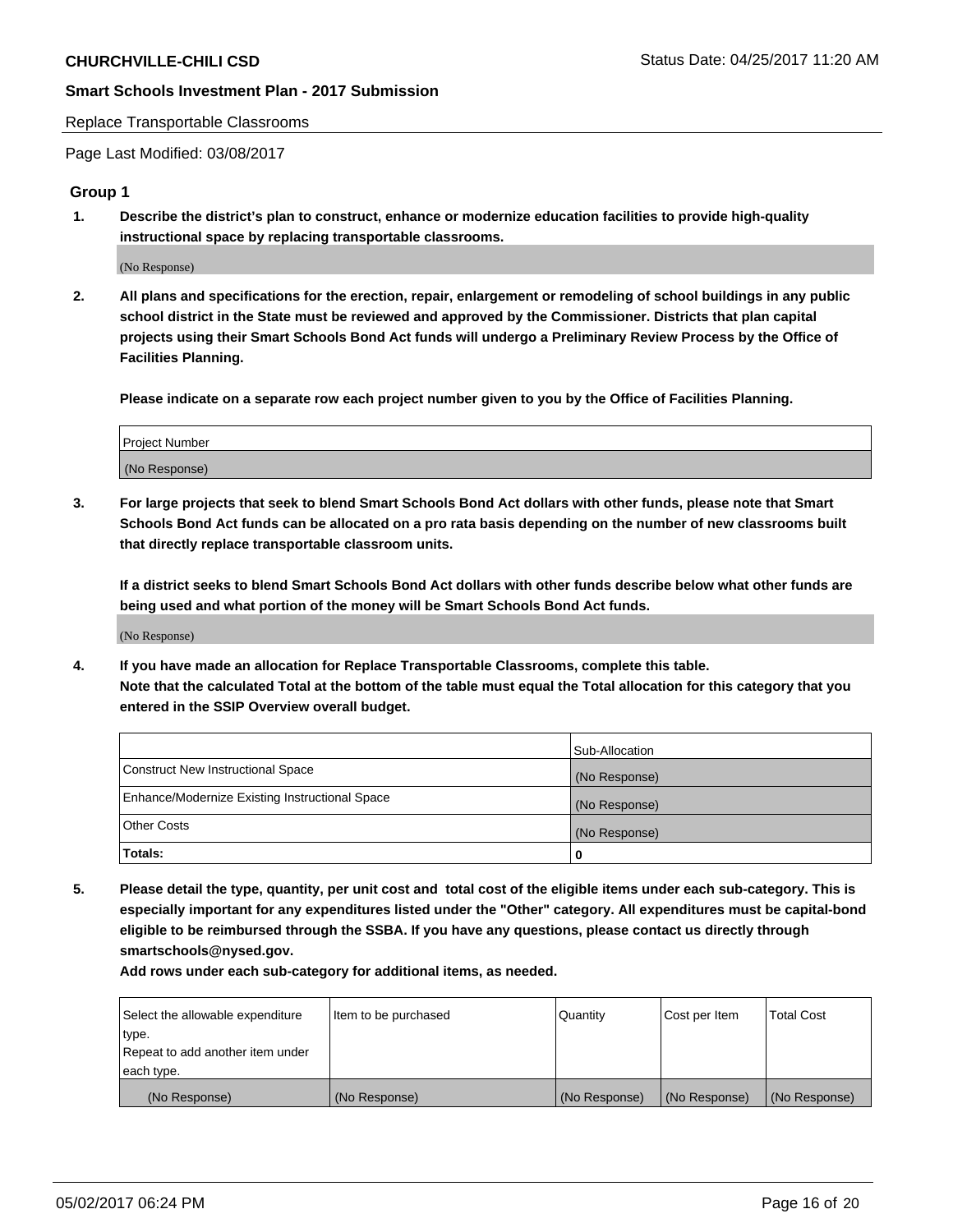Replace Transportable Classrooms

Page Last Modified: 03/08/2017

## Group 1

**1. Describe the district's plan to construct, enhance or modernize education facilities to provide high-quality instructional space by replacing transportable classrooms.**

(No Response)

**2. All plans and specifications for the erection, repair, enlargement or remodeling of school buildings in any public school district in the State must be reviewed and approved by the Commissioner. Districts that plan capital projects using their Smart Schools Bond Act funds will undergo a Preliminary Review Process by the Office of Facilities Planning.**

**Please indicate on a separate row each project number given to you by the Office of Facilities Planning.**

| Project Number |
|---|
| (No Response) |

**3. For large projects that seek to blend Smart Schools Bond Act dollars with other funds, please note that Smart Schools Bond Act funds can be allocated on a pro rata basis depending on the number of new classrooms built that directly replace transportable classroom units.**

**If a district seeks to blend Smart Schools Bond Act dollars with other funds describe below what other funds are being used and what portion of the money will be Smart Schools Bond Act funds.**

(No Response)

**4. If you have made an allocation for Replace Transportable Classrooms, complete this table. Note that the calculated Total at the bottom of the table must equal the Total allocation for this category that you entered in the SSIP Overview overall budget.**

| | Sub-Allocation |
|---|---|
| Construct New Instructional Space | (No Response) |
| Enhance/Modernize Existing Instructional Space | (No Response) |
| Other Costs | (No Response) |
| **Totals:** | **0** |

**5. Please detail the type, quantity, per unit cost and total cost of the eligible items under each sub-category. This is especially important for any expenditures listed under the "Other" category. All expenditures must be capital-bond eligible to be reimbursed through the SSBA. If you have any questions, please contact us directly through smartschools@nysed.gov.**

**Add rows under each sub-category for additional items, as needed.**

| Select the allowable expenditure type. Repeat to add another item under each type. | Item to be purchased | Quantity | Cost per Item | Total Cost |
|---|---|---|---|---|
| (No Response) | (No Response) | (No Response) | (No Response) | (No Response) |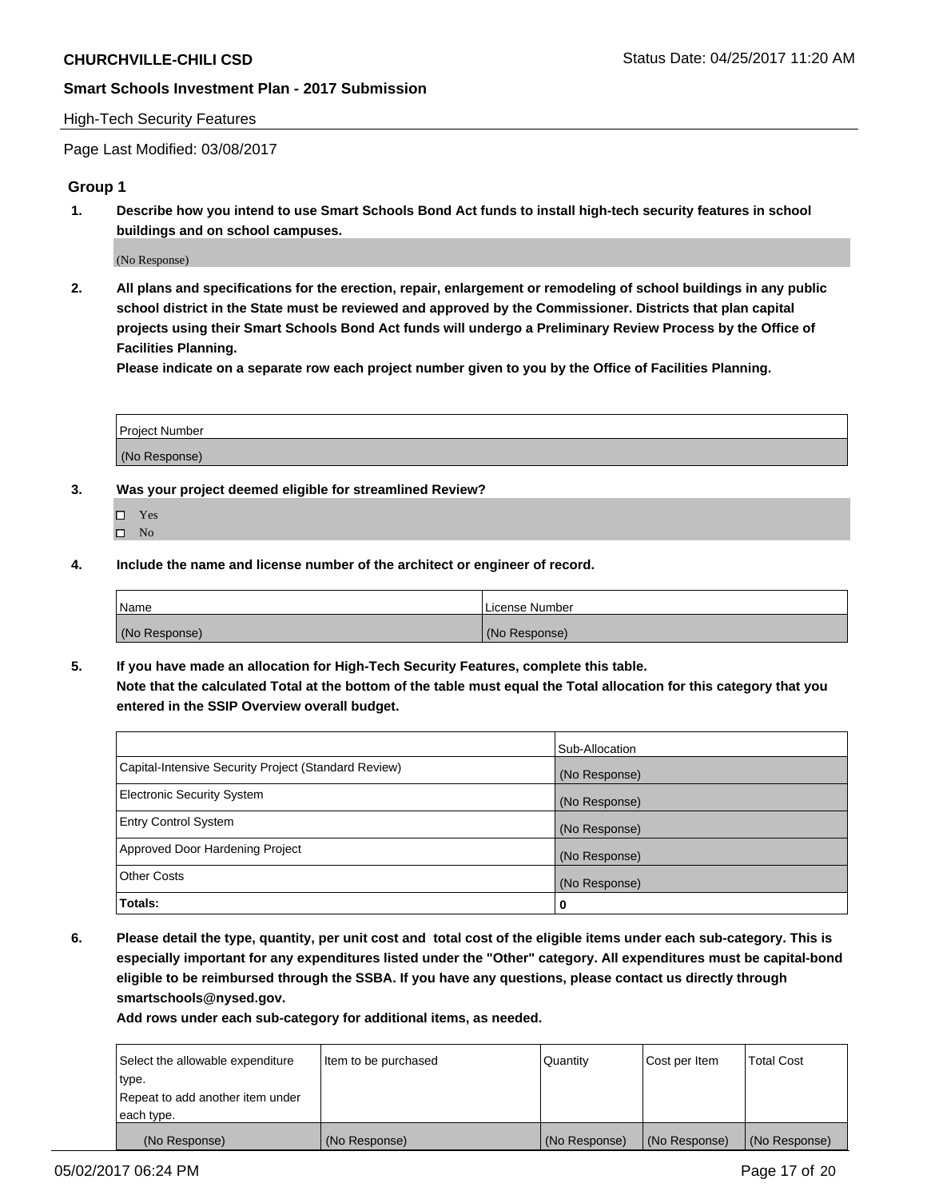**CHURCHVILLE-CHILI CSD** Status Date: 04/25/2017 11:20 AM

**Smart Schools Investment Plan - 2017 Submission**

High-Tech Security Features

Page Last Modified: 03/08/2017

### Group 1

1. **Describe how you intend to use Smart Schools Bond Act funds to install high-tech security features in school buildings and on school campuses.**

   (No Response)

2. **All plans and specifications for the erection, repair, enlargement or remodeling of school buildings in any public school district in the State must be reviewed and approved by the Commissioner. Districts that plan capital projects using their Smart Schools Bond Act funds will undergo a Preliminary Review Process by the Office of Facilities Planning.**

   **Please indicate on a separate row each project number given to you by the Office of Facilities Planning.**

| Project Number |
| --- |
| (No Response) |

3. **Was your project deemed eligible for streamlined Review?**

   - ☐ Yes
   - ☐ No

4. **Include the name and license number of the architect or engineer of record.**

| Name | License Number |
| --- | --- |
| (No Response) | (No Response) |

5. **If you have made an allocation for High-Tech Security Features, complete this table.**

   **Note that the calculated Total at the bottom of the table must equal the Total allocation for this category that you entered in the SSIP Overview overall budget.**

| | Sub-Allocation |
| --- | --- |
| Capital-Intensive Security Project (Standard Review) | (No Response) |
| Electronic Security System | (No Response) |
| Entry Control System | (No Response) |
| Approved Door Hardening Project | (No Response) |
| Other Costs | (No Response) |
| **Totals:** | **0** |

6. **Please detail the type, quantity, per unit cost and total cost of the eligible items under each sub-category. This is especially important for any expenditures listed under the "Other" category. All expenditures must be capital-bond eligible to be reimbursed through the SSBA. If you have any questions, please contact us directly through smartschools@nysed.gov.**

   **Add rows under each sub-category for additional items, as needed.**

| Select the allowable expenditure type. Repeat to add another item under each type. | Item to be purchased | Quantity | Cost per Item | Total Cost |
| --- | --- | --- | --- | --- |
| (No Response) | (No Response) | (No Response) | (No Response) | (No Response) |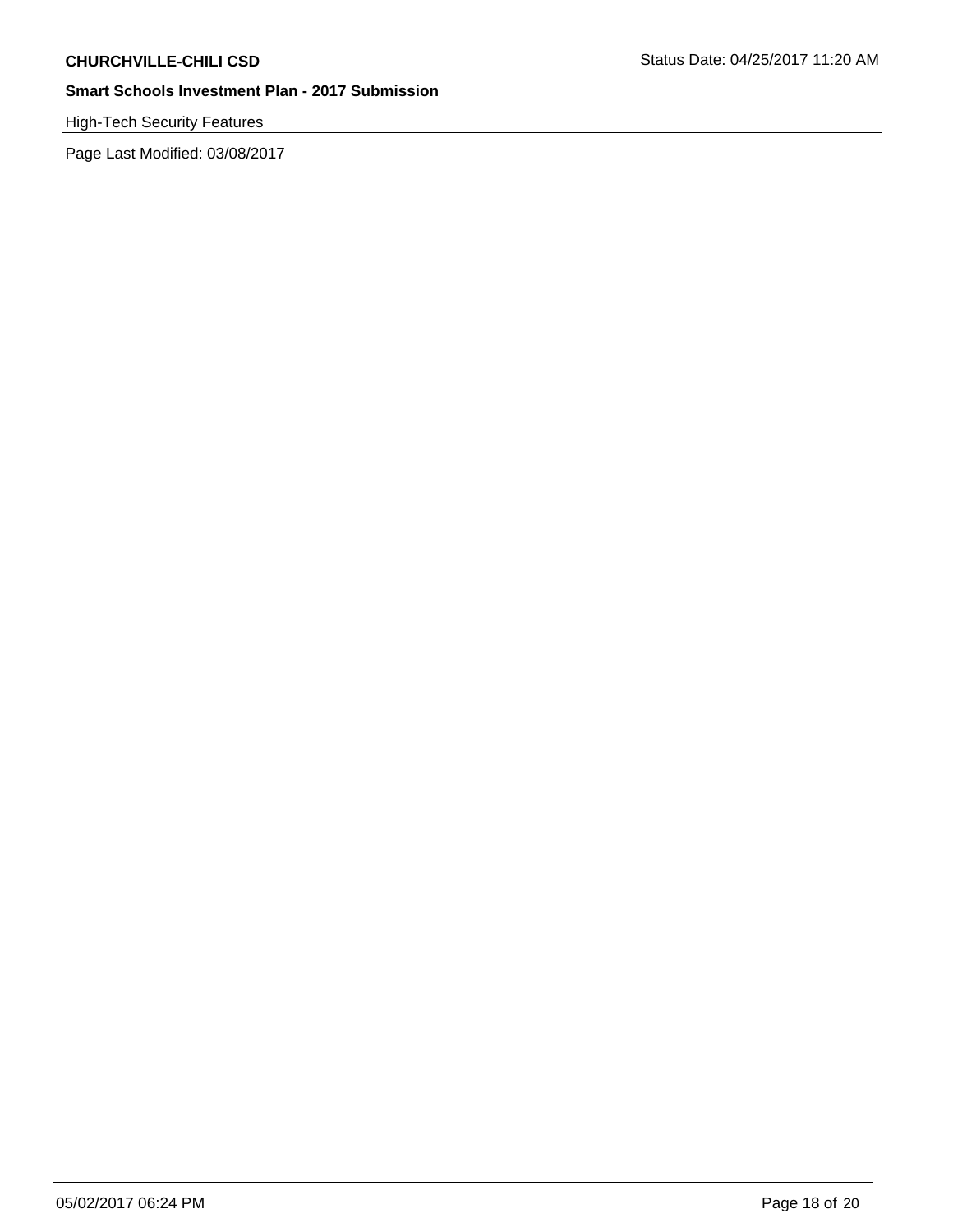High-Tech Security Features

Page Last Modified: 03/08/2017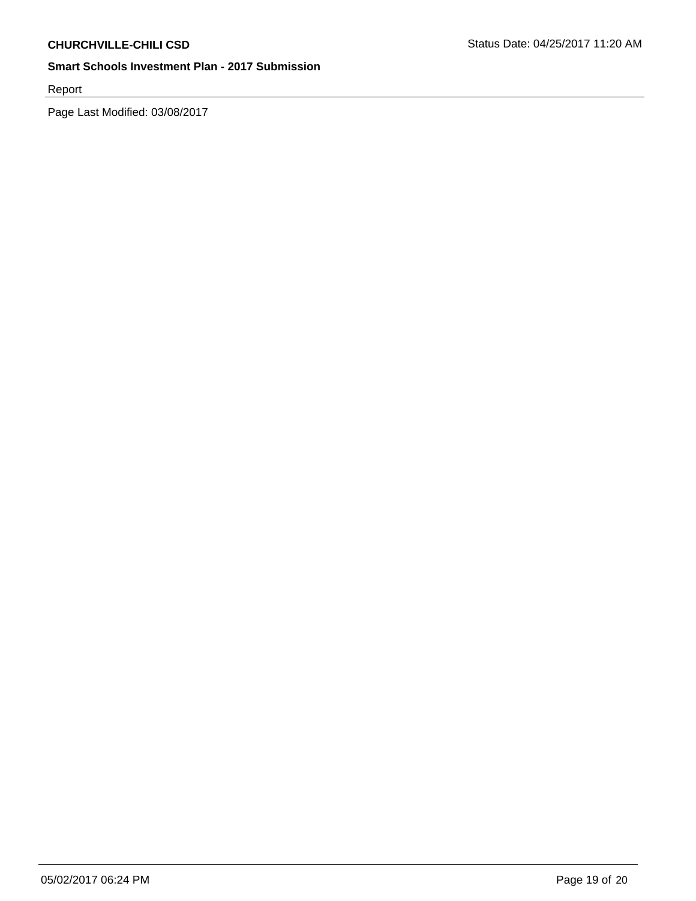Report

Page Last Modified: 03/08/2017